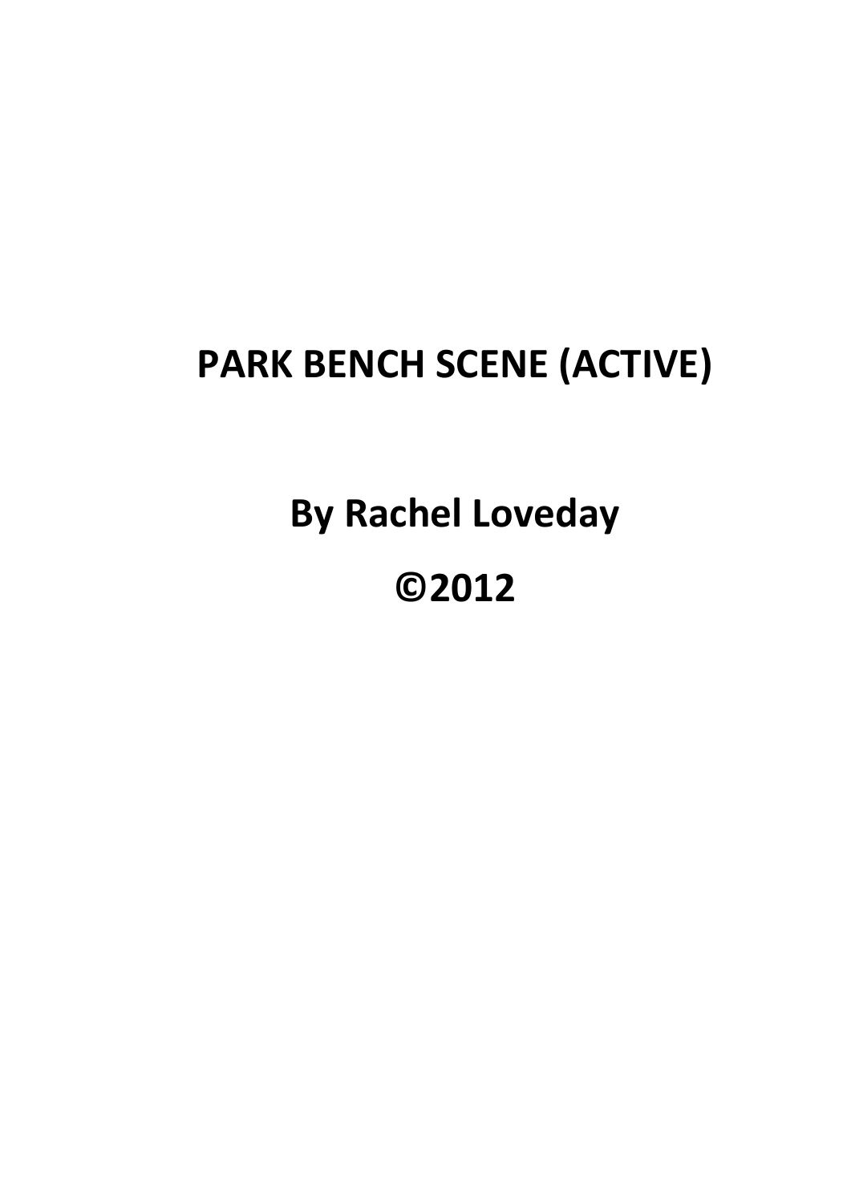# PARK BENCH SCENE (ACTIVE)

**By Rachel Loveday**

**©2012**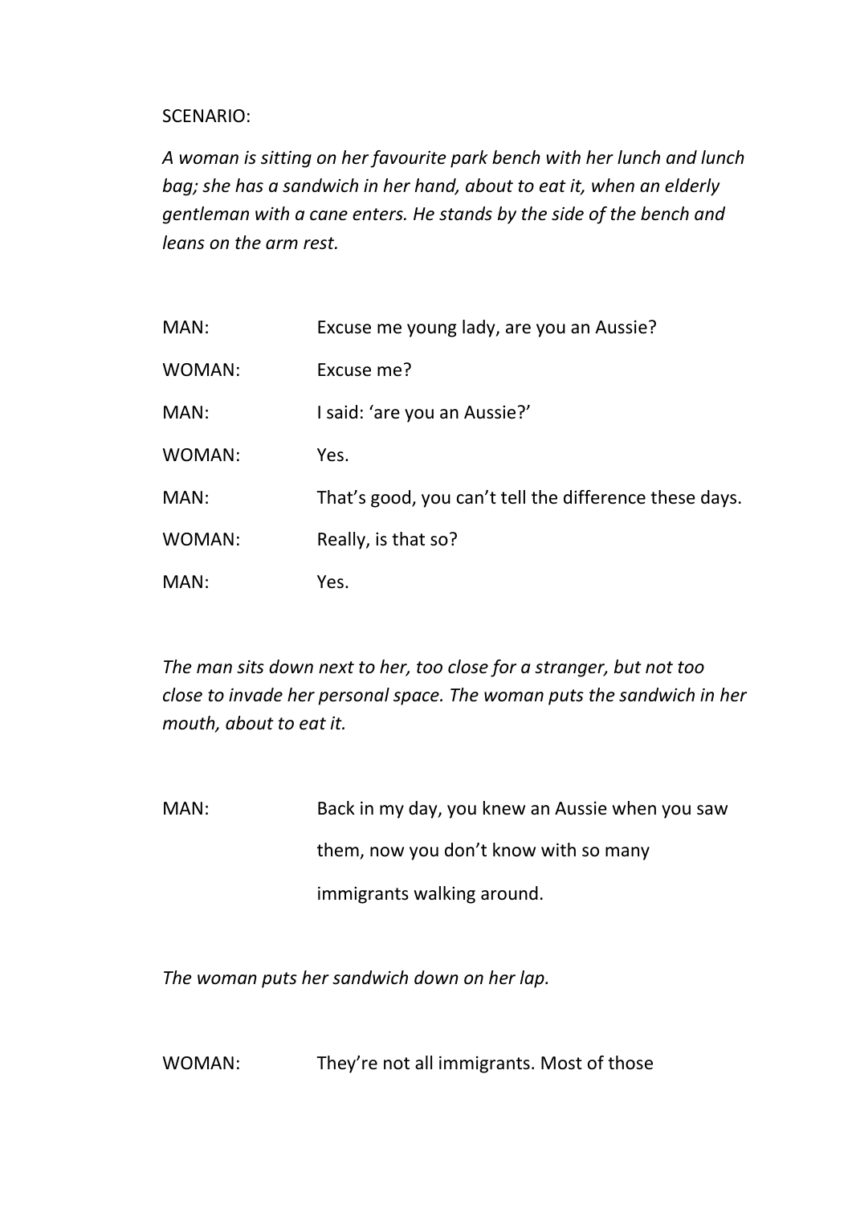SCENARIO:

*A woman is sitting on her favourite park bench with her lunch and lunch bag; she has a sandwich in her hand, about to eat it, when an elderly gentleman with a cane enters. He stands by the side of the bench and leans on the arm rest.*

MAN: Excuse me young lady, are you an Aussie?

WOMAN: Excuse me?

MAN: I said: 'are you an Aussie?'

WOMAN: Yes.

MAN: That's good, you can't tell the difference these days.

WOMAN: Really, is that so?

MAN: Yes.

*The man sits down next to her, too close for a stranger, but not too close to invade her personal space. The woman puts the sandwich in her mouth, about to eat it.*

MAN: Back in my day, you knew an Aussie when you saw them, now you don't know with so many immigrants walking around.

*The woman puts her sandwich down on her lap.*

WOMAN: They're not all immigrants. Most of those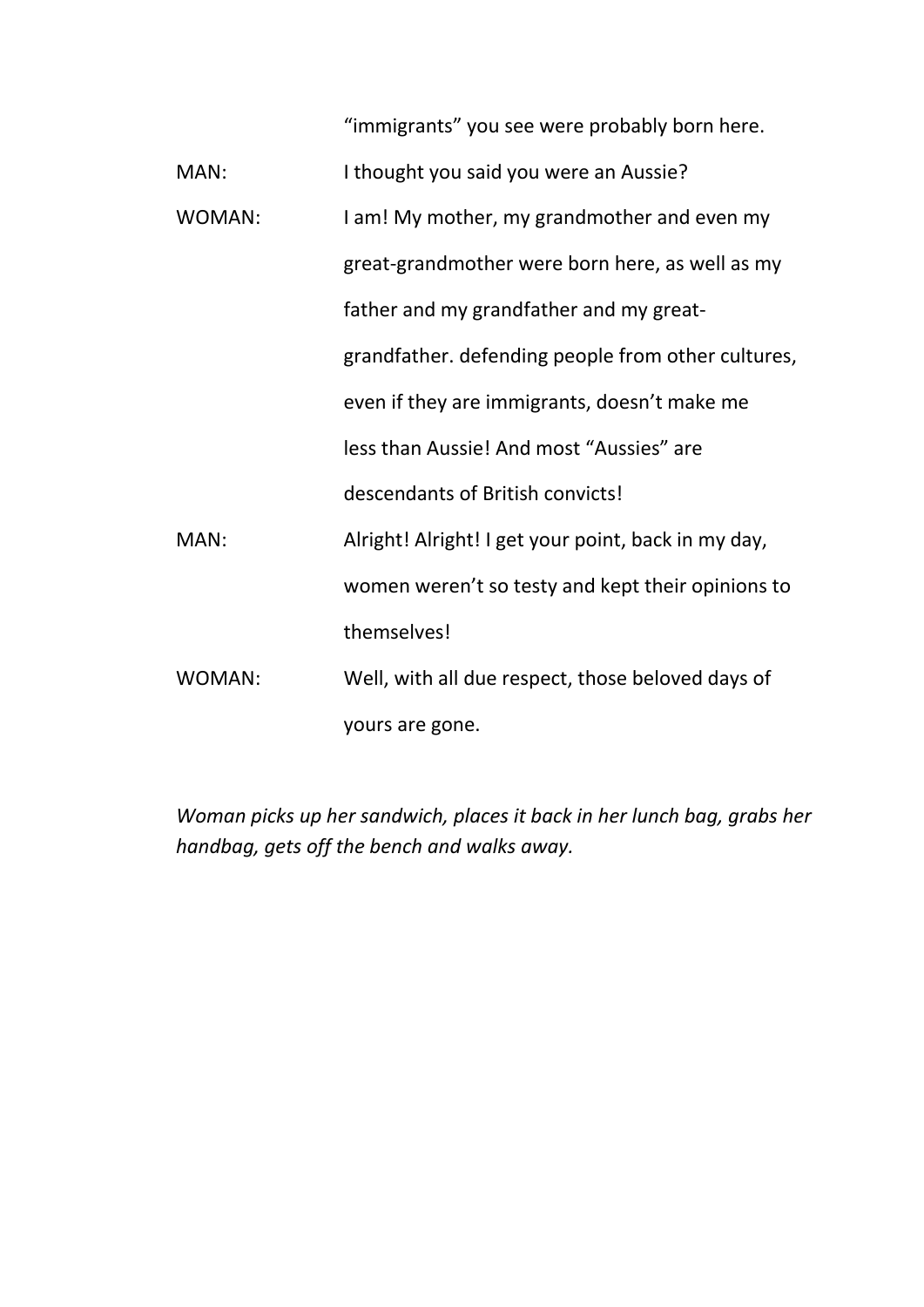"immigrants" you see were probably born here.

MAN: I thought you said you were an Aussie?

WOMAN: I am! My mother, my grandmother and even my great-grandmother were born here, as well as my father and my grandfather and my great-grandfather. defending people from other cultures, even if they are immigrants, doesn't make me less than Aussie! And most "Aussies" are descendants of British convicts!

MAN: Alright! Alright! I get your point, back in my day, women weren't so testy and kept their opinions to themselves!

WOMAN: Well, with all due respect, those beloved days of yours are gone.

*Woman picks up her sandwich, places it back in her lunch bag, grabs her handbag, gets off the bench and walks away.*